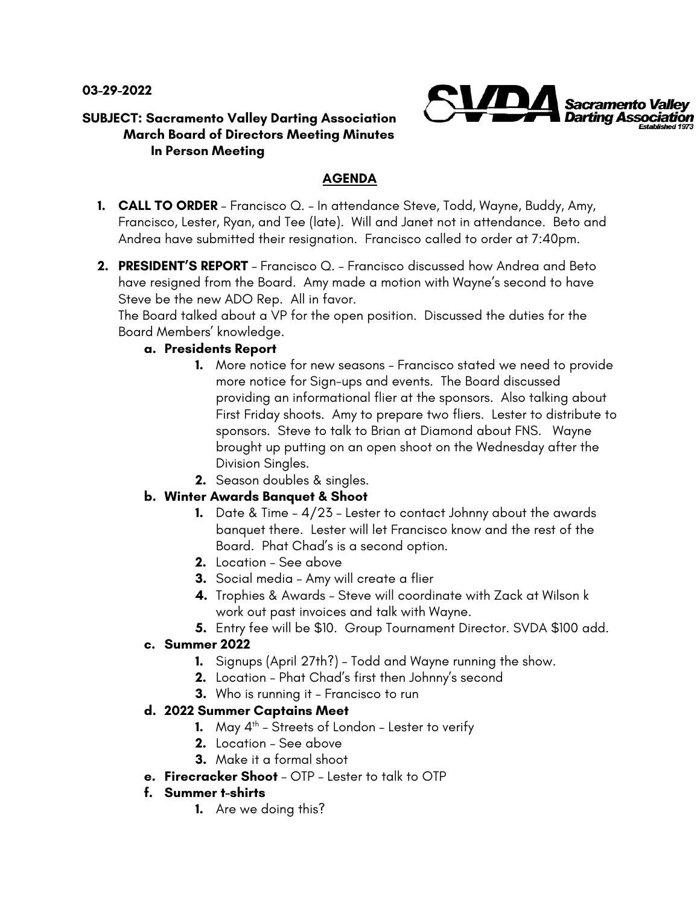**03-29-2022**

**SUBJECT: Sacramento Valley Darting Association March Board of Directors Meeting Minutes In Person Meeting**

## AGENDA

1. **CALL TO ORDER** – Francisco Q. – In attendance Steve, Todd, Wayne, Buddy, Amy, Francisco, Lester, Ryan, and Tee (late). Will and Janet not in attendance. Beto and Andrea have submitted their resignation. Francisco called to order at 7:40pm.

2. **PRESIDENT'S REPORT** – Francisco Q. – Francisco discussed how Andrea and Beto have resigned from the Board. Amy made a motion with Wayne's second to have Steve be the new ADO Rep. All in favor.
   The Board talked about a VP for the open position. Discussed the duties for the Board Members' knowledge.

   a. **Presidents Report**
      1. More notice for new seasons – Francisco stated we need to provide more notice for Sign-ups and events. The Board discussed providing an informational flier at the sponsors. Also talking about First Friday shoots. Amy to prepare two fliers. Lester to distribute to sponsors. Steve to talk to Brian at Diamond about FNS. Wayne brought up putting on an open shoot on the Wednesday after the Division Singles.
      2. Season doubles & singles.

   b. **Winter Awards Banquet & Shoot**
      1. Date & Time – 4/23 – Lester to contact Johnny about the awards banquet there. Lester will let Francisco know and the rest of the Board. Phat Chad's is a second option.
      2. Location – See above
      3. Social media – Amy will create a flier
      4. Trophies & Awards – Steve will coordinate with Zack at Wilson k work out past invoices and talk with Wayne.
      5. Entry fee will be $10. Group Tournament Director. SVDA $100 add.

   c. **Summer 2022**
      1. Signups (April 27th?) – Todd and Wayne running the show.
      2. Location – Phat Chad's first then Johnny's second
      3. Who is running it – Francisco to run

   d. **2022 Summer Captains Meet**
      1. May 4th – Streets of London – Lester to verify
      2. Location – See above
      3. Make it a formal shoot

   e. **Firecracker Shoot** – OTP – Lester to talk to OTP

   f. **Summer t-shirts**
      1. Are we doing this?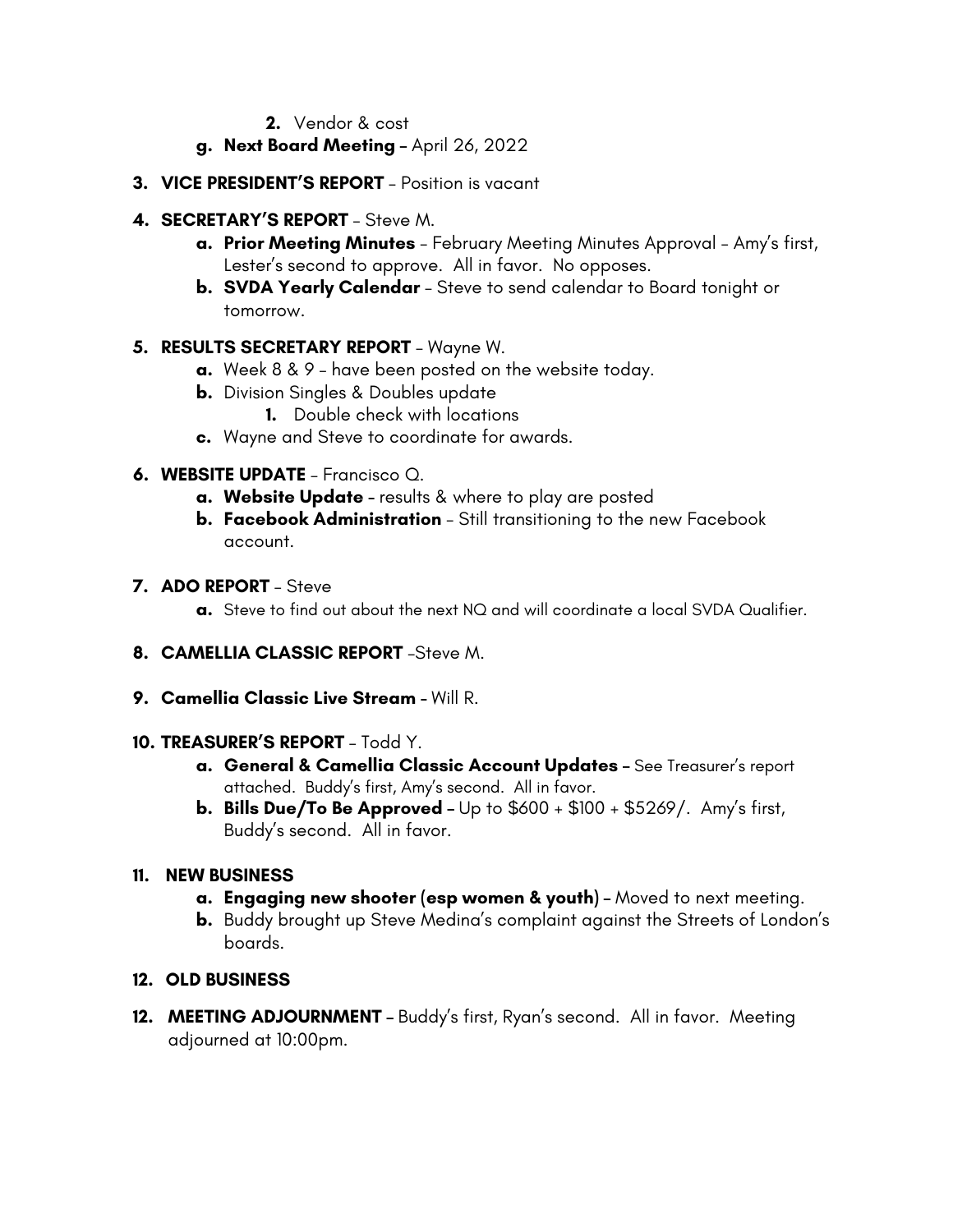2. Vendor & cost
    - g. **Next Board Meeting** – April 26, 2022

3. **VICE PRESIDENT'S REPORT** – Position is vacant

4. **SECRETARY'S REPORT** – Steve M.
    - a. **Prior Meeting Minutes** – February Meeting Minutes Approval – Amy's first, Lester's second to approve. All in favor. No opposes.
    - b. **SVDA Yearly Calendar** – Steve to send calendar to Board tonight or tomorrow.

5. **RESULTS SECRETARY REPORT** – Wayne W.
    - a. Week 8 & 9 – have been posted on the website today.
    - b. Division Singles & Doubles update
        1. Double check with locations
    - c. Wayne and Steve to coordinate for awards.

6. **WEBSITE UPDATE** – Francisco Q.
    - a. **Website Update** – results & where to play are posted
    - b. **Facebook Administration** – Still transitioning to the new Facebook account.

7. **ADO REPORT** – Steve
    - a. Steve to find out about the next NQ and will coordinate a local SVDA Qualifier.

8. **CAMELLIA CLASSIC REPORT** –Steve M.

9. **Camellia Classic Live Stream** – Will R.

10. **TREASURER'S REPORT** – Todd Y.
    - a. **General & Camellia Classic Account Updates** – See Treasurer's report attached. Buddy's first, Amy's second. All in favor.
    - b. **Bills Due/To Be Approved** – Up to $600 + $100 + $5269/. Amy's first, Buddy's second. All in favor.

11. **NEW BUSINESS**
    - a. **Engaging new shooter (esp women & youth)** – Moved to next meeting.
    - b. Buddy brought up Steve Medina's complaint against the Streets of London's boards.

12. **OLD BUSINESS**

12. **MEETING ADJOURNMENT** – Buddy's first, Ryan's second. All in favor. Meeting adjourned at 10:00pm.